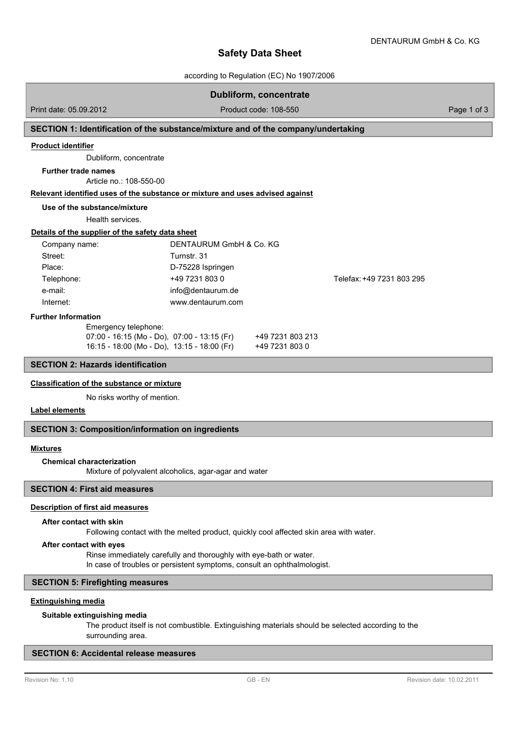# Safety Data Sheet

according to Regulation (EC) No 1907/2006

## Dubliform, concentrate

Print date: 05.09.2012 | Product code: 108-550

## SECTION 1: Identification of the substance/mixture and of the company/undertaking

### Product identifier

Dubliform, concentrate

**Further trade names**

Article no.: 108-550-00

### Relevant identified uses of the substance or mixture and uses advised against

**Use of the substance/mixture**

Health services.

### Details of the supplier of the safety data sheet

| | | |
|---|---|---|
| Company name: | DENTAURUM GmbH & Co. KG | |
| Street: | Turnstr. 31 | |
| Place: | D-75228 Ispringen | |
| Telephone: | +49 7231 803 0 | Telefax: +49 7231 803 295 |
| e-mail: | info@dentaurum.de | |
| Internet: | www.dentaurum.com | |

**Further Information**

Emergency telephone:

| | |
|---|---|
| 07:00 - 16:15 (Mo - Do), 07:00 - 13:15 (Fr) | +49 7231 803 213 |
| 16:15 - 18:00 (Mo - Do), 13:15 - 18:00 (Fr) | +49 7231 803 0 |

## SECTION 2: Hazards identification

### Classification of the substance or mixture

No risks worthy of mention.

### Label elements

## SECTION 3: Composition/information on ingredients

### Mixtures

**Chemical characterization**

Mixture of polyvalent alcoholics, agar-agar and water

## SECTION 4: First aid measures

### Description of first aid measures

**After contact with skin**

Following contact with the melted product, quickly cool affected skin area with water.

**After contact with eyes**

Rinse immediately carefully and thoroughly with eye-bath or water.
In case of troubles or persistent symptoms, consult an ophthalmologist.

## SECTION 5: Firefighting measures

### Extinguishing media

**Suitable extinguishing media**

The product itself is not combustible. Extinguishing materials should be selected according to the surrounding area.

## SECTION 6: Accidental release measures

Revision No: 1,10 | GB - EN | Revision date: 10.02.2011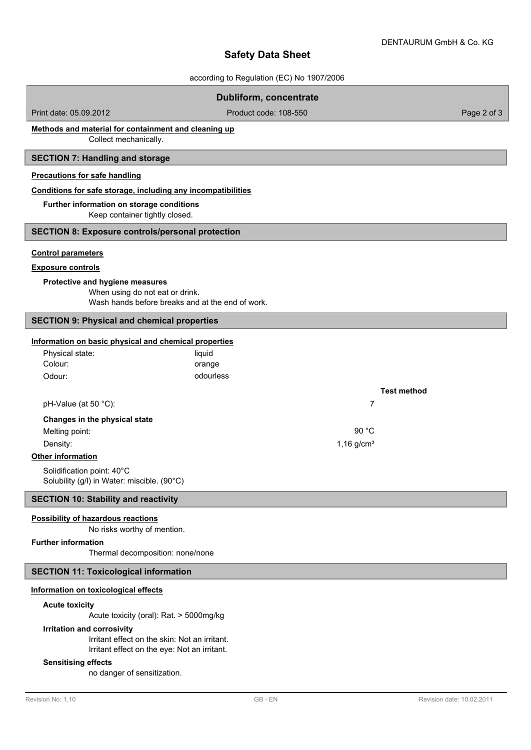**Methods and material for containment and cleaning up**

Collect mechanically.

## SECTION 7: Handling and storage

**Precautions for safe handling**

**Conditions for safe storage, including any incompatibilities**

**Further information on storage conditions**

Keep container tightly closed.

## SECTION 8: Exposure controls/personal protection

**Control parameters**

**Exposure controls**

**Protective and hygiene measures**

When using do not eat or drink.
Wash hands before breaks and at the end of work.

## SECTION 9: Physical and chemical properties

**Information on basic physical and chemical properties**

| | | | Test method |
|---|---|---|---|
| Physical state: | liquid | | |
| Colour: | orange | | |
| Odour: | odourless | | |
| pH-Value (at 50 °C): | | 7 | |
| **Changes in the physical state** | | | |
| Melting point: | | 90 °C | |
| Density: | | 1,16 g/cm³ | |

**Other information**

Solidification point: 40°C
Solubility (g/l) in Water: miscible. (90°C)

## SECTION 10: Stability and reactivity

**Possibility of hazardous reactions**

No risks worthy of mention.

**Further information**

Thermal decomposition: none/none

## SECTION 11: Toxicological information

**Information on toxicological effects**

**Acute toxicity**

Acute toxicity (oral): Rat. > 5000mg/kg

**Irritation and corrosivity**

Irritant effect on the skin: Not an irritant.
Irritant effect on the eye: Not an irritant.

**Sensitising effects**

no danger of sensitization.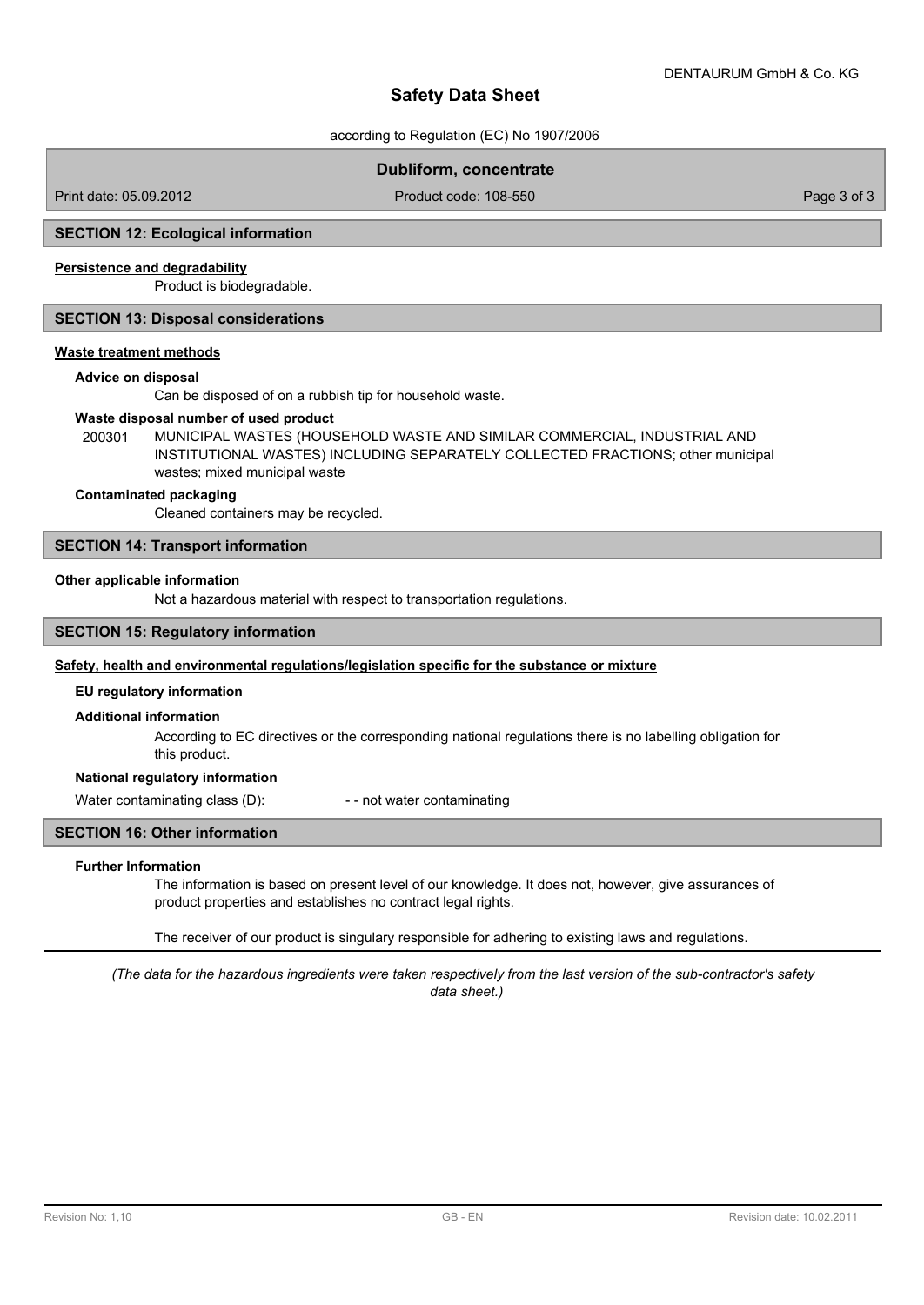## SECTION 12: Ecological information

**Persistence and degradability**

Product is biodegradable.

## SECTION 13: Disposal considerations

**Waste treatment methods**

**Advice on disposal**

Can be disposed of on a rubbish tip for household waste.

**Waste disposal number of used product**

200301 MUNICIPAL WASTES (HOUSEHOLD WASTE AND SIMILAR COMMERCIAL, INDUSTRIAL AND INSTITUTIONAL WASTES) INCLUDING SEPARATELY COLLECTED FRACTIONS; other municipal wastes; mixed municipal waste

**Contaminated packaging**

Cleaned containers may be recycled.

## SECTION 14: Transport information

**Other applicable information**

Not a hazardous material with respect to transportation regulations.

## SECTION 15: Regulatory information

**Safety, health and environmental regulations/legislation specific for the substance or mixture**

**EU regulatory information**

**Additional information**

According to EC directives or the corresponding national regulations there is no labelling obligation for this product.

**National regulatory information**

Water contaminating class (D): - - not water contaminating

## SECTION 16: Other information

**Further Information**

The information is based on present level of our knowledge. It does not, however, give assurances of product properties and establishes no contract legal rights.

The receiver of our product is singulary responsible for adhering to existing laws and regulations.

---

*(The data for the hazardous ingredients were taken respectively from the last version of the sub-contractor's safety data sheet.)*